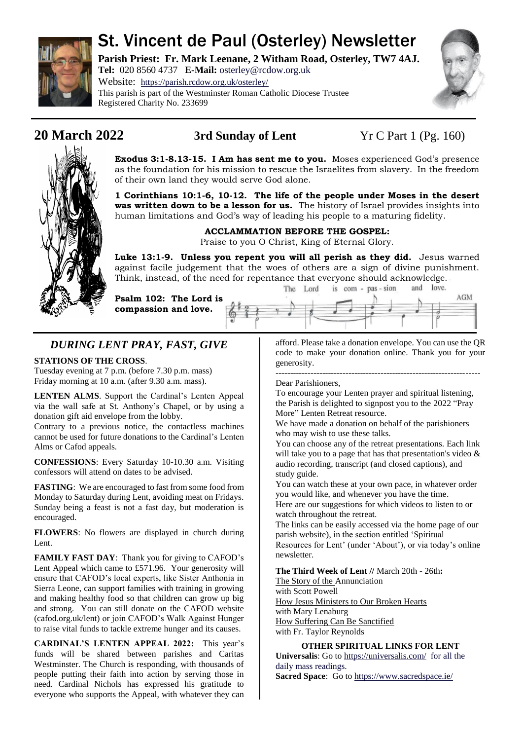# St. Vincent de Paul (Osterley) Newsletter

**Parish Priest: Fr. Mark Leenane, 2 Witham Road, Osterley, TW7 4AJ.**
**Tel:** 020 8560 4737 **E-Mail:** osterley@rcdow.org.uk
Website: https://parish.rcdow.org.uk/osterley/
This parish is part of the Westminster Roman Catholic Diocese Trustee
Registered Charity No. 233699

## 20 March 2022 — 3rd Sunday of Lent — Yr C Part 1 (Pg. 160)

**Exodus 3:1-8.13-15. I Am has sent me to you.** Moses experienced God's presence as the foundation for his mission to rescue the Israelites from slavery. In the freedom of their own land they would serve God alone.

**1 Corinthians 10:1-6, 10-12. The life of the people under Moses in the desert was written down to be a lesson for us.** The history of Israel provides insights into human limitations and God's way of leading his people to a maturing fidelity.

**ACCLAMMATION BEFORE THE GOSPEL:**
Praise to you O Christ, King of Eternal Glory.

**Luke 13:1-9. Unless you repent you will all perish as they did.** Jesus warned against facile judgement that the woes of others are a sign of divine punishment. Think, instead, of the need for repentance that everyone should acknowledge.

**Psalm 102: The Lord is compassion and love.**

The Lord is com - pas - sion and love. AGM

## *DURING LENT PRAY, FAST, GIVE*

**STATIONS OF THE CROSS**.
Tuesday evening at 7 p.m. (before 7.30 p.m. mass)
Friday morning at 10 a.m. (after 9.30 a.m. mass).

**LENTEN ALMS**. Support the Cardinal's Lenten Appeal via the wall safe at St. Anthony's Chapel, or by using a donation gift aid envelope from the lobby.
Contrary to a previous notice, the contactless machines cannot be used for future donations to the Cardinal's Lenten Alms or Cafod appeals.

**CONFESSIONS**: Every Saturday 10-10.30 a.m. Visiting confessors will attend on dates to be advised.

**FASTING**: We are encouraged to fast from some food from Monday to Saturday during Lent, avoiding meat on Fridays. Sunday being a feast is not a fast day, but moderation is encouraged.

**FLOWERS**: No flowers are displayed in church during Lent.

**FAMILY FAST DAY**: Thank you for giving to CAFOD's Lent Appeal which came to £571.96. Your generosity will ensure that CAFOD's local experts, like Sister Anthonia in Sierra Leone, can support families with training in growing and making healthy food so that children can grow up big and strong. You can still donate on the CAFOD website (cafod.org.uk/lent) or join CAFOD's Walk Against Hunger to raise vital funds to tackle extreme hunger and its causes.

**CARDINAL'S LENTEN APPEAL 2022:** This year's funds will be shared between parishes and Caritas Westminster. The Church is responding, with thousands of people putting their faith into action by serving those in need. Cardinal Nichols has expressed his gratitude to everyone who supports the Appeal, with whatever they can afford. Please take a donation envelope. You can use the QR code to make your donation online. Thank you for your generosity.

---

Dear Parishioners,
To encourage your Lenten prayer and spiritual listening, the Parish is delighted to signpost you to the 2022 "Pray More" Lenten Retreat resource.
We have made a donation on behalf of the parishioners who may wish to use these talks.
You can choose any of the retreat presentations. Each link will take you to a page that has that presentation's video & audio recording, transcript (and closed captions), and study guide.
You can watch these at your own pace, in whatever order you would like, and whenever you have the time.
Here are our suggestions for which videos to listen to or watch throughout the retreat.
The links can be easily accessed via the home page of our parish website), in the section entitled 'Spiritual Resources for Lent' (under 'About'), or via today's online newsletter.

**The Third Week of Lent //** March 20th - 26th**:**
The Story of the Annunciation
with Scott Powell
How Jesus Ministers to Our Broken Hearts
with Mary Lenaburg
How Suffering Can Be Sanctified
with Fr. Taylor Reynolds

**OTHER SPIRITUAL LINKS FOR LENT**
**Universalis**: Go to https://universalis.com/ for all the daily mass readings.
**Sacred Space**: Go to https://www.sacredspace.ie/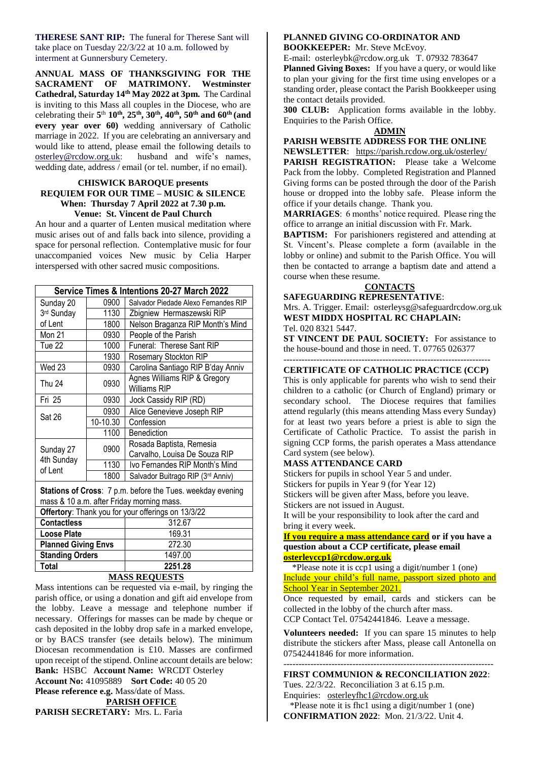**THERESE SANT RIP:** The funeral for Therese Sant will take place on Tuesday 22/3/22 at 10 a.m. followed by interment at Gunnersbury Cemetery.

**ANNUAL MASS OF THANKSGIVING FOR THE SACRAMENT OF MATRIMONY. Westminster Cathedral, Saturday 14th May 2022 at 3pm.** The Cardinal is inviting to this Mass all couples in the Diocese, who are celebrating their 5th **10th, 25th, 30th, 40th, 50th and 60th (and every year over 60)** wedding anniversary of Catholic marriage in 2022. If you are celebrating an anniversary and would like to attend, please email the following details to osterley@rcdow.org.uk: husband and wife's names, wedding date, address / email (or tel. number, if no email).

**CHISWICK BAROQUE presents**
**REQUIEM FOR OUR TIME – MUSIC & SILENCE**
**When: Thursday 7 April 2022 at 7.30 p.m.**
**Venue: St. Vincent de Paul Church**

An hour and a quarter of Lenten musical meditation where music arises out of and falls back into silence, providing a space for personal reflection. Contemplative music for four unaccompanied voices New music by Celia Harper interspersed with other sacred music compositions.

| **Service Times & Intentions 20-27 March 2022** | | |
|---|---|---|
| Sunday 20 3rd Sunday of Lent | 0900 | Salvador Piedade Alexo Fernandes RIP |
| | 1130 | Zbigniew Hermaszewski RIP |
| | 1800 | Nelson Braganza RIP Month's Mind |
| Mon 21 | 0930 | People of the Parish |
| Tue 22 | 1000 | Funeral: Therese Sant RIP |
| | 1930 | Rosemary Stockton RIP |
| Wed 23 | 0930 | Carolina Santiago RIP B'day Anniv |
| Thu 24 | 0930 | Agnes Williams RIP & Gregory Williams RIP |
| Fri 25 | 0930 | Jock Cassidy RIP (RD) |
| Sat 26 | 0930 | Alice Genevieve Joseph RIP |
| | 10-10.30 | Confession |
| | 1100 | Benediction |
| Sunday 27 4th Sunday of Lent | 0900 | Rosada Baptista, Remesia Carvalho, Louisa De Souza RIP |
| | 1130 | Ivo Fernandes RIP Month's Mind |
| | 1800 | Salvador Buitrago RIP (3rd Anniv) |

**Stations of Cross**: 7 p.m. before the Tues. weekday evening mass & 10 a.m. after Friday morning mass.

| **Offertory**: Thank you for your offerings on 13/3/22 | |
|---|---|
| **Contactless** | 312.67 |
| **Loose Plate** | 169.31 |
| **Planned Giving Envs** | 272.30 |
| **Standing Orders** | 1497.00 |
| **Total** | **2251.28** |

**MASS REQUESTS**

Mass intentions can be requested via e-mail, by ringing the parish office, or using a donation and gift aid envelope from the lobby. Leave a message and telephone number if necessary. Offerings for masses can be made by cheque or cash deposited in the lobby drop safe in a marked envelope, or by BACS transfer (see details below). The minimum Diocesan recommendation is £10. Masses are confirmed upon receipt of the stipend. Online account details are below:
**Bank:** HSBC **Account Name:** WRCDT Osterley
**Account No:** 41095889 **Sort Code:** 40 05 20
**Please reference e.g.** Mass/date of Mass.

**PARISH OFFICE**

**PARISH SECRETARY:** Mrs. L. Faria

**PLANNED GIVING CO-ORDINATOR AND BOOKKEEPER:** Mr. Steve McEvoy.
E-mail: osterleybk@rcdow.org.uk T. 07932 783647
**Planned Giving Boxes:** If you have a query, or would like to plan your giving for the first time using envelopes or a standing order, please contact the Parish Bookkeeper using the contact details provided.
**300 CLUB:** Application forms available in the lobby. Enquiries to the Parish Office.

**ADMIN**

**PARISH WEBSITE ADDRESS FOR THE ONLINE NEWSLETTER**: https://parish.rcdow.org.uk/osterley/
**PARISH REGISTRATION:** Please take a Welcome Pack from the lobby. Completed Registration and Planned Giving forms can be posted through the door of the Parish house or dropped into the lobby safe. Please inform the office if your details change. Thank you.
**MARRIAGES**: 6 months' notice required. Please ring the office to arrange an initial discussion with Fr. Mark.
**BAPTISM:** For parishioners registered and attending at St. Vincent's. Please complete a form (available in the lobby or online) and submit to the Parish Office. You will then be contacted to arrange a baptism date and attend a course when these resume.

**CONTACTS**

**SAFEGUARDING REPRESENTATIVE**:
Mrs. A. Trigger. Email: osterleysg@safeguardrcdow.org.uk
**WEST MIDDX HOSPITAL RC CHAPLAIN:**
Tel. 020 8321 5447.
**ST VINCENT DE PAUL SOCIETY:** For assistance to the house-bound and those in need. T. 07765 026377

---

**CERTIFICATE OF CATHOLIC PRACTICE (CCP)**

This is only applicable for parents who wish to send their children to a catholic (or Church of England) primary or secondary school. The Diocese requires that families attend regularly (this means attending Mass every Sunday) for at least two years before a priest is able to sign the Certificate of Catholic Practice. To assist the parish in signing CCP forms, the parish operates a Mass attendance Card system (see below).

**MASS ATTENDANCE CARD**

Stickers for pupils in school Year 5 and under.
Stickers for pupils in Year 9 (for Year 12)
Stickers will be given after Mass, before you leave.
Stickers are not issued in August.
It will be your responsibility to look after the card and bring it every week.

**If you require a mass attendance card or if you have a question about a CCP certificate, please email osterleyccp1@rcdow.org.uk**

*Please note it is ccp1 using a digit/number 1 (one)
Include your child's full name, passport sized photo and School Year in September 2021.

Once requested by email, cards and stickers can be collected in the lobby of the church after mass.
CCP Contact Tel. 07542441846. Leave a message.

**Volunteers needed:** If you can spare 15 minutes to help distribute the stickers after Mass, please call Antonella on 07542441846 for more information.

---

**FIRST COMMUNION & RECONCILIATION 2022**:
Tues. 22/3/22. Reconciliation 3 at 6.15 p.m.
Enquiries: osterleyfhc1@rcdow.org.uk
*Please note it is fhc1 using a digit/number 1 (one)
**CONFIRMATION 2022**: Mon. 21/3/22. Unit 4.